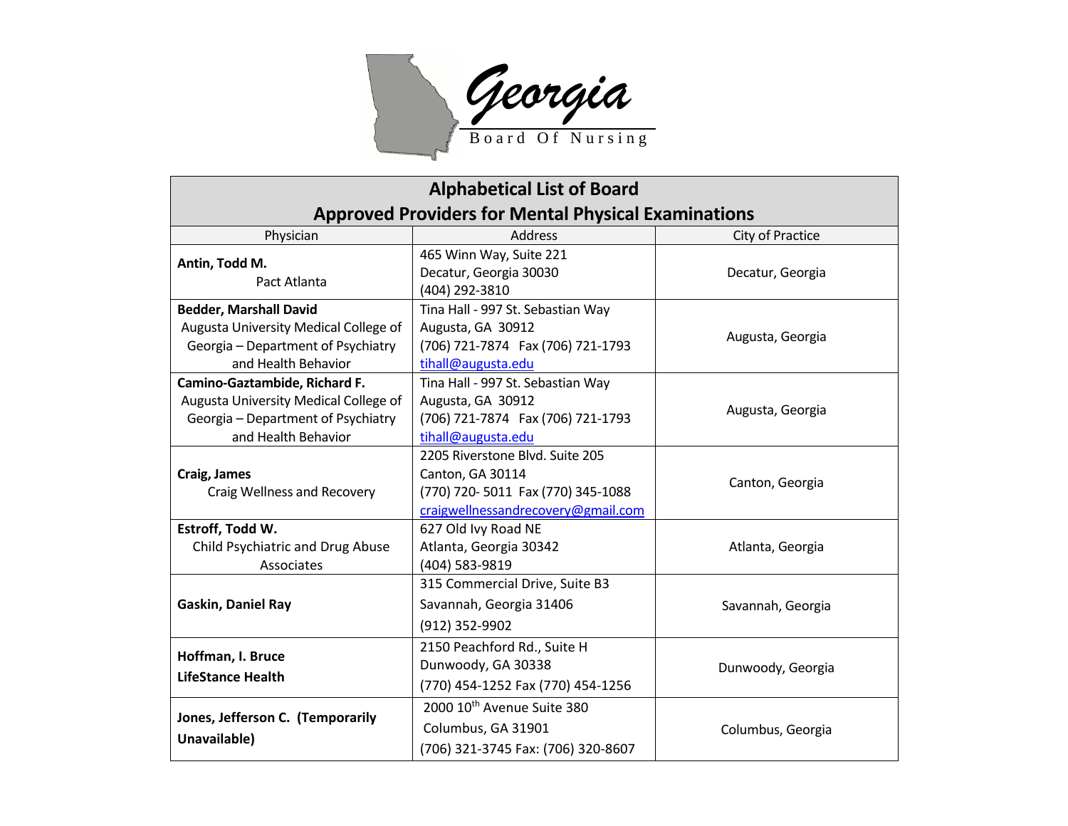# Georgia Board Of Nursing

| Alphabetical List of Board Approved Providers for Mental Physical Examinations | | |
|---|---|---|
| Physician | Address | City of Practice |
| **Antin, Todd M.** Pact Atlanta | 465 Winn Way, Suite 221 Decatur, Georgia 30030 (404) 292-3810 | Decatur, Georgia |
| **Bedder, Marshall David** Augusta University Medical College of Georgia – Department of Psychiatry and Health Behavior | Tina Hall - 997 St. Sebastian Way Augusta, GA 30912 (706) 721-7874 Fax (706) 721-1793 tihall@augusta.edu | Augusta, Georgia |
| **Camino-Gaztambide, Richard F.** Augusta University Medical College of Georgia – Department of Psychiatry and Health Behavior | Tina Hall - 997 St. Sebastian Way Augusta, GA 30912 (706) 721-7874 Fax (706) 721-1793 tihall@augusta.edu | Augusta, Georgia |
| **Craig, James** Craig Wellness and Recovery | 2205 Riverstone Blvd. Suite 205 Canton, GA 30114 (770) 720- 5011 Fax (770) 345-1088 craigwellnessandrecovery@gmail.com | Canton, Georgia |
| **Estroff, Todd W.** Child Psychiatric and Drug Abuse Associates | 627 Old Ivy Road NE Atlanta, Georgia 30342 (404) 583-9819 | Atlanta, Georgia |
| **Gaskin, Daniel Ray** | 315 Commercial Drive, Suite B3 Savannah, Georgia 31406 (912) 352-9902 | Savannah, Georgia |
| **Hoffman, I. Bruce LifeStance Health** | 2150 Peachford Rd., Suite H Dunwoody, GA 30338 (770) 454-1252 Fax (770) 454-1256 | Dunwoody, Georgia |
| **Jones, Jefferson C. (Temporarily Unavailable)** | 2000 10th Avenue Suite 380 Columbus, GA 31901 (706) 321-3745 Fax: (706) 320-8607 | Columbus, Georgia |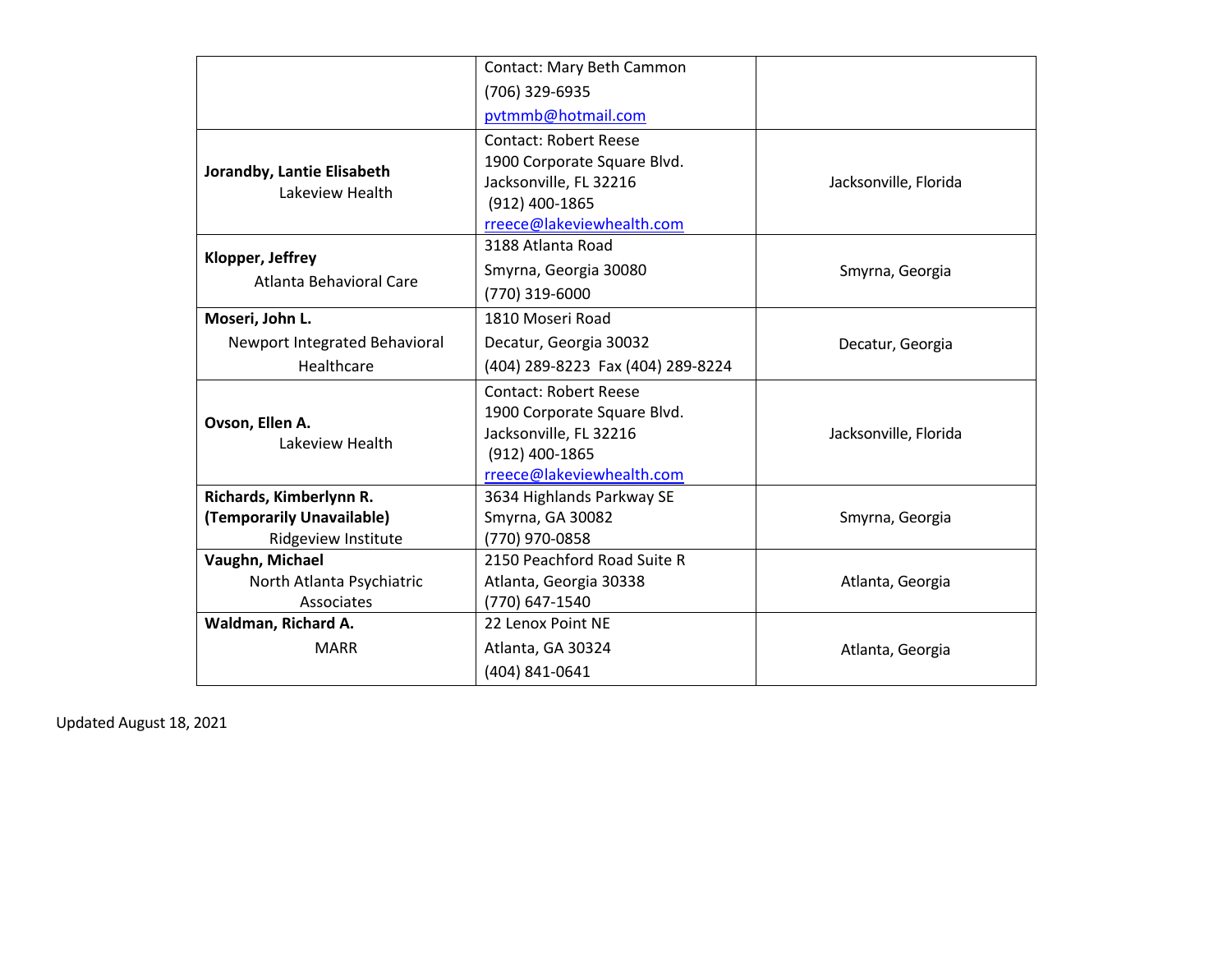| | | |
|---|---|---|
| | Contact: Mary Beth Cammon<br>(706) 329-6935<br>pvtmmb@hotmail.com | |
| **Jorandby, Lantie Elisabeth**<br>Lakeview Health | Contact: Robert Reese<br>1900 Corporate Square Blvd.<br>Jacksonville, FL 32216<br>(912) 400-1865<br>rreece@lakeviewhealth.com | Jacksonville, Florida |
| **Klopper, Jeffrey**<br>Atlanta Behavioral Care | 3188 Atlanta Road<br>Smyrna, Georgia 30080<br>(770) 319-6000 | Smyrna, Georgia |
| **Moseri, John L.**<br>Newport Integrated Behavioral Healthcare | 1810 Moseri Road<br>Decatur, Georgia 30032<br>(404) 289-8223 Fax (404) 289-8224 | Decatur, Georgia |
| **Ovson, Ellen A.**<br>Lakeview Health | Contact: Robert Reese<br>1900 Corporate Square Blvd.<br>Jacksonville, FL 32216<br>(912) 400-1865<br>rreece@lakeviewhealth.com | Jacksonville, Florida |
| **Richards, Kimberlynn R. (Temporarily Unavailable)**<br>Ridgeview Institute | 3634 Highlands Parkway SE<br>Smyrna, GA 30082<br>(770) 970-0858 | Smyrna, Georgia |
| **Vaughn, Michael**<br>North Atlanta Psychiatric Associates | 2150 Peachford Road Suite R<br>Atlanta, Georgia 30338<br>(770) 647-1540 | Atlanta, Georgia |
| **Waldman, Richard A.**<br>MARR | 22 Lenox Point NE<br>Atlanta, GA 30324<br>(404) 841-0641 | Atlanta, Georgia |

Updated August 18, 2021